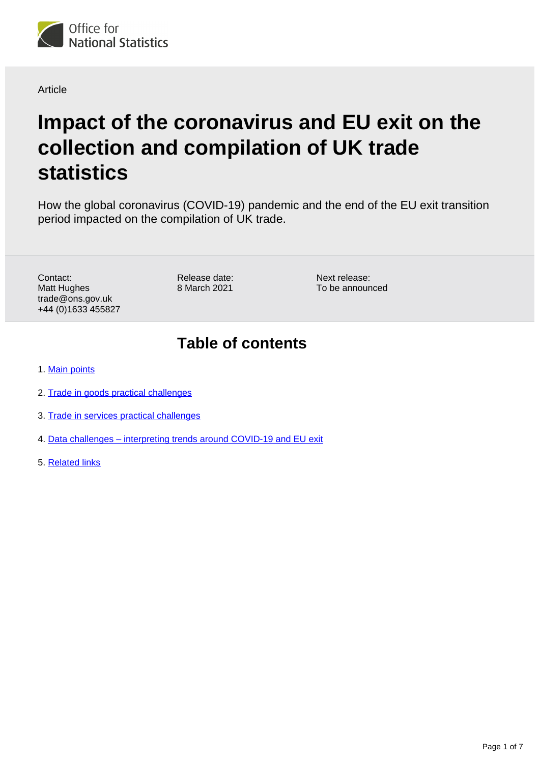Office for National Statistics

Article

# Impact of the coronavirus and EU exit on the collection and compilation of UK trade statistics

How the global coronavirus (COVID-19) pandemic and the end of the EU exit transition period impacted on the compilation of UK trade.

Contact:
Matt Hughes
trade@ons.gov.uk
+44 (0)1633 455827

Release date:
8 March 2021

Next release:
To be announced

## Table of contents

1. Main points
2. Trade in goods practical challenges
3. Trade in services practical challenges
4. Data challenges – interpreting trends around COVID-19 and EU exit
5. Related links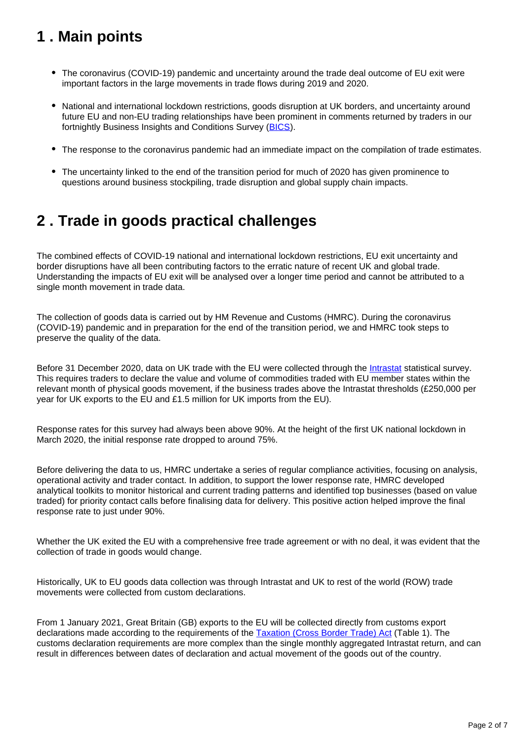## 1 . Main points

- The coronavirus (COVID-19) pandemic and uncertainty around the trade deal outcome of EU exit were important factors in the large movements in trade flows during 2019 and 2020.
- National and international lockdown restrictions, goods disruption at UK borders, and uncertainty around future EU and non-EU trading relationships have been prominent in comments returned by traders in our fortnightly Business Insights and Conditions Survey (BICS).
- The response to the coronavirus pandemic had an immediate impact on the compilation of trade estimates.
- The uncertainty linked to the end of the transition period for much of 2020 has given prominence to questions around business stockpiling, trade disruption and global supply chain impacts.

## 2 . Trade in goods practical challenges

The combined effects of COVID-19 national and international lockdown restrictions, EU exit uncertainty and border disruptions have all been contributing factors to the erratic nature of recent UK and global trade. Understanding the impacts of EU exit will be analysed over a longer time period and cannot be attributed to a single month movement in trade data.

The collection of goods data is carried out by HM Revenue and Customs (HMRC). During the coronavirus (COVID-19) pandemic and in preparation for the end of the transition period, we and HMRC took steps to preserve the quality of the data.

Before 31 December 2020, data on UK trade with the EU were collected through the Intrastat statistical survey. This requires traders to declare the value and volume of commodities traded with EU member states within the relevant month of physical goods movement, if the business trades above the Intrastat thresholds (£250,000 per year for UK exports to the EU and £1.5 million for UK imports from the EU).

Response rates for this survey had always been above 90%. At the height of the first UK national lockdown in March 2020, the initial response rate dropped to around 75%.

Before delivering the data to us, HMRC undertake a series of regular compliance activities, focusing on analysis, operational activity and trader contact. In addition, to support the lower response rate, HMRC developed analytical toolkits to monitor historical and current trading patterns and identified top businesses (based on value traded) for priority contact calls before finalising data for delivery. This positive action helped improve the final response rate to just under 90%.

Whether the UK exited the EU with a comprehensive free trade agreement or with no deal, it was evident that the collection of trade in goods would change.

Historically, UK to EU goods data collection was through Intrastat and UK to rest of the world (ROW) trade movements were collected from custom declarations.

From 1 January 2021, Great Britain (GB) exports to the EU will be collected directly from customs export declarations made according to the requirements of the Taxation (Cross Border Trade) Act (Table 1). The customs declaration requirements are more complex than the single monthly aggregated Intrastat return, and can result in differences between dates of declaration and actual movement of the goods out of the country.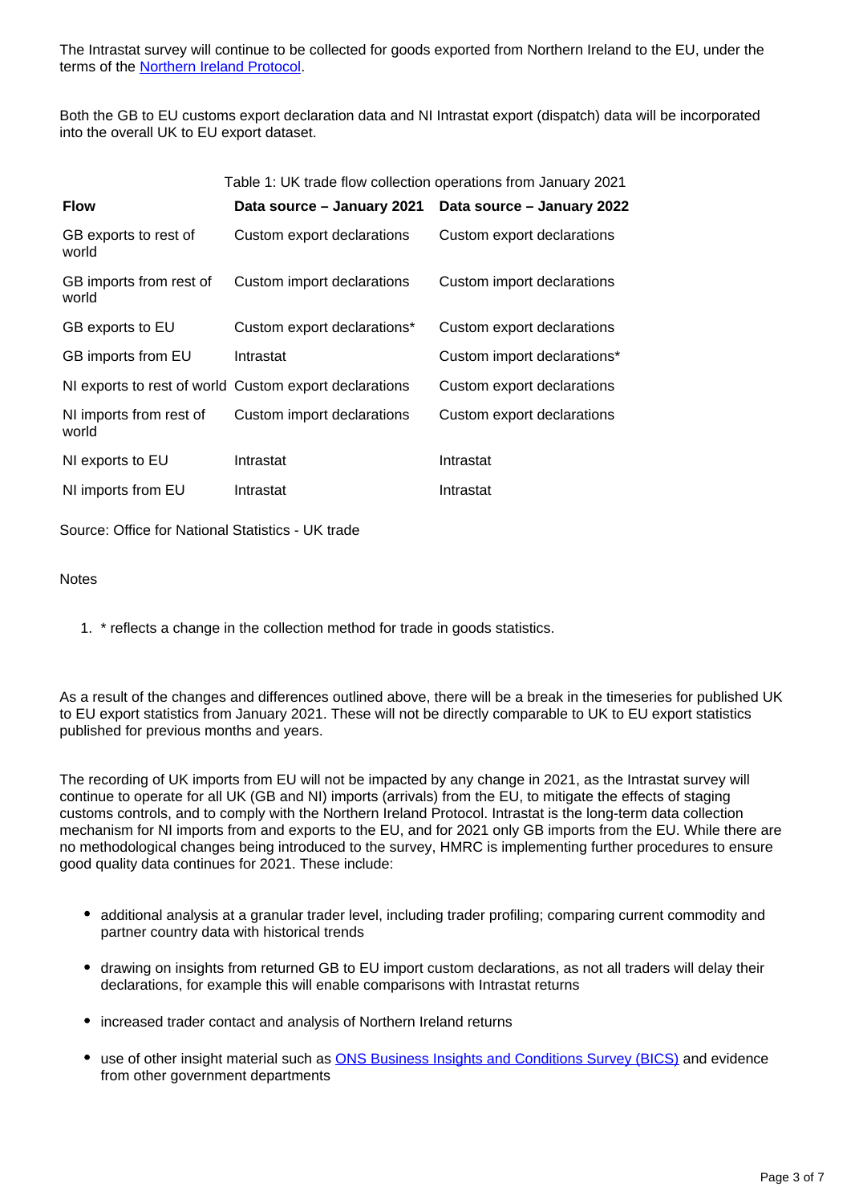The Intrastat survey will continue to be collected for goods exported from Northern Ireland to the EU, under the terms of the [Northern Ireland Protocol](#).

Both the GB to EU customs export declaration data and NI Intrastat export (dispatch) data will be incorporated into the overall UK to EU export dataset.

Table 1: UK trade flow collection operations from January 2021

| Flow | Data source – January 2021 | Data source – January 2022 |
|---|---|---|
| GB exports to rest of world | Custom export declarations | Custom export declarations |
| GB imports from rest of world | Custom import declarations | Custom import declarations |
| GB exports to EU | Custom export declarations* | Custom export declarations |
| GB imports from EU | Intrastat | Custom import declarations* |
| NI exports to rest of world | Custom export declarations | Custom export declarations |
| NI imports from rest of world | Custom import declarations | Custom export declarations |
| NI exports to EU | Intrastat | Intrastat |
| NI imports from EU | Intrastat | Intrastat |

Source: Office for National Statistics - UK trade

Notes

1. * reflects a change in the collection method for trade in goods statistics.

As a result of the changes and differences outlined above, there will be a break in the timeseries for published UK to EU export statistics from January 2021. These will not be directly comparable to UK to EU export statistics published for previous months and years.

The recording of UK imports from EU will not be impacted by any change in 2021, as the Intrastat survey will continue to operate for all UK (GB and NI) imports (arrivals) from the EU, to mitigate the effects of staging customs controls, and to comply with the Northern Ireland Protocol. Intrastat is the long-term data collection mechanism for NI imports from and exports to the EU, and for 2021 only GB imports from the EU. While there are no methodological changes being introduced to the survey, HMRC is implementing further procedures to ensure good quality data continues for 2021. These include:

- additional analysis at a granular trader level, including trader profiling; comparing current commodity and partner country data with historical trends
- drawing on insights from returned GB to EU import custom declarations, as not all traders will delay their declarations, for example this will enable comparisons with Intrastat returns
- increased trader contact and analysis of Northern Ireland returns
- use of other insight material such as [ONS Business Insights and Conditions Survey (BICS)](#) and evidence from other government departments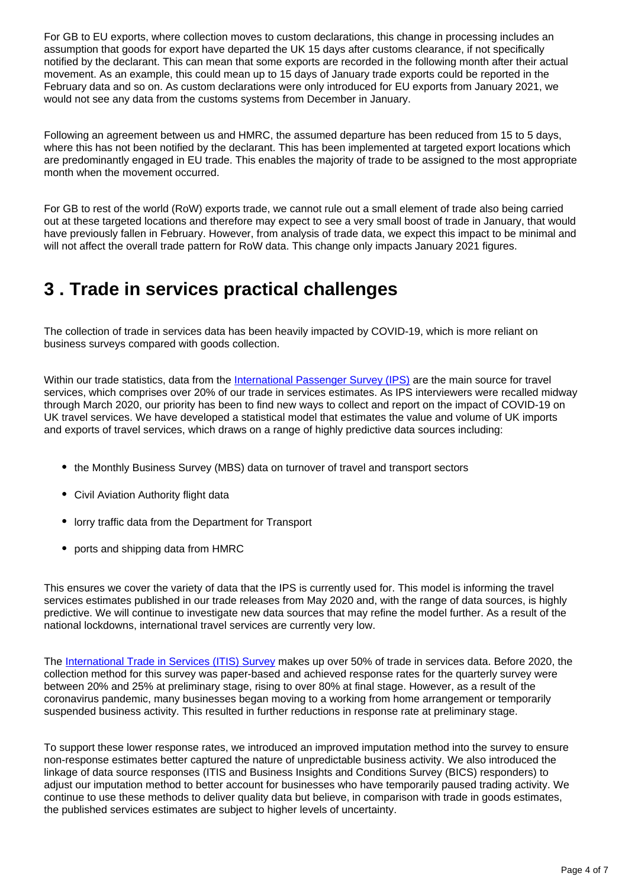For GB to EU exports, where collection moves to custom declarations, this change in processing includes an assumption that goods for export have departed the UK 15 days after customs clearance, if not specifically notified by the declarant. This can mean that some exports are recorded in the following month after their actual movement. As an example, this could mean up to 15 days of January trade exports could be reported in the February data and so on. As custom declarations were only introduced for EU exports from January 2021, we would not see any data from the customs systems from December in January.

Following an agreement between us and HMRC, the assumed departure has been reduced from 15 to 5 days, where this has not been notified by the declarant. This has been implemented at targeted export locations which are predominantly engaged in EU trade. This enables the majority of trade to be assigned to the most appropriate month when the movement occurred.

For GB to rest of the world (RoW) exports trade, we cannot rule out a small element of trade also being carried out at these targeted locations and therefore may expect to see a very small boost of trade in January, that would have previously fallen in February. However, from analysis of trade data, we expect this impact to be minimal and will not affect the overall trade pattern for RoW data. This change only impacts January 2021 figures.

## 3 . Trade in services practical challenges

The collection of trade in services data has been heavily impacted by COVID-19, which is more reliant on business surveys compared with goods collection.

Within our trade statistics, data from the International Passenger Survey (IPS) are the main source for travel services, which comprises over 20% of our trade in services estimates. As IPS interviewers were recalled midway through March 2020, our priority has been to find new ways to collect and report on the impact of COVID-19 on UK travel services. We have developed a statistical model that estimates the value and volume of UK imports and exports of travel services, which draws on a range of highly predictive data sources including:

- the Monthly Business Survey (MBS) data on turnover of travel and transport sectors
- Civil Aviation Authority flight data
- lorry traffic data from the Department for Transport
- ports and shipping data from HMRC

This ensures we cover the variety of data that the IPS is currently used for. This model is informing the travel services estimates published in our trade releases from May 2020 and, with the range of data sources, is highly predictive. We will continue to investigate new data sources that may refine the model further. As a result of the national lockdowns, international travel services are currently very low.

The International Trade in Services (ITIS) Survey makes up over 50% of trade in services data. Before 2020, the collection method for this survey was paper-based and achieved response rates for the quarterly survey were between 20% and 25% at preliminary stage, rising to over 80% at final stage. However, as a result of the coronavirus pandemic, many businesses began moving to a working from home arrangement or temporarily suspended business activity. This resulted in further reductions in response rate at preliminary stage.

To support these lower response rates, we introduced an improved imputation method into the survey to ensure non-response estimates better captured the nature of unpredictable business activity. We also introduced the linkage of data source responses (ITIS and Business Insights and Conditions Survey (BICS) responders) to adjust our imputation method to better account for businesses who have temporarily paused trading activity. We continue to use these methods to deliver quality data but believe, in comparison with trade in goods estimates, the published services estimates are subject to higher levels of uncertainty.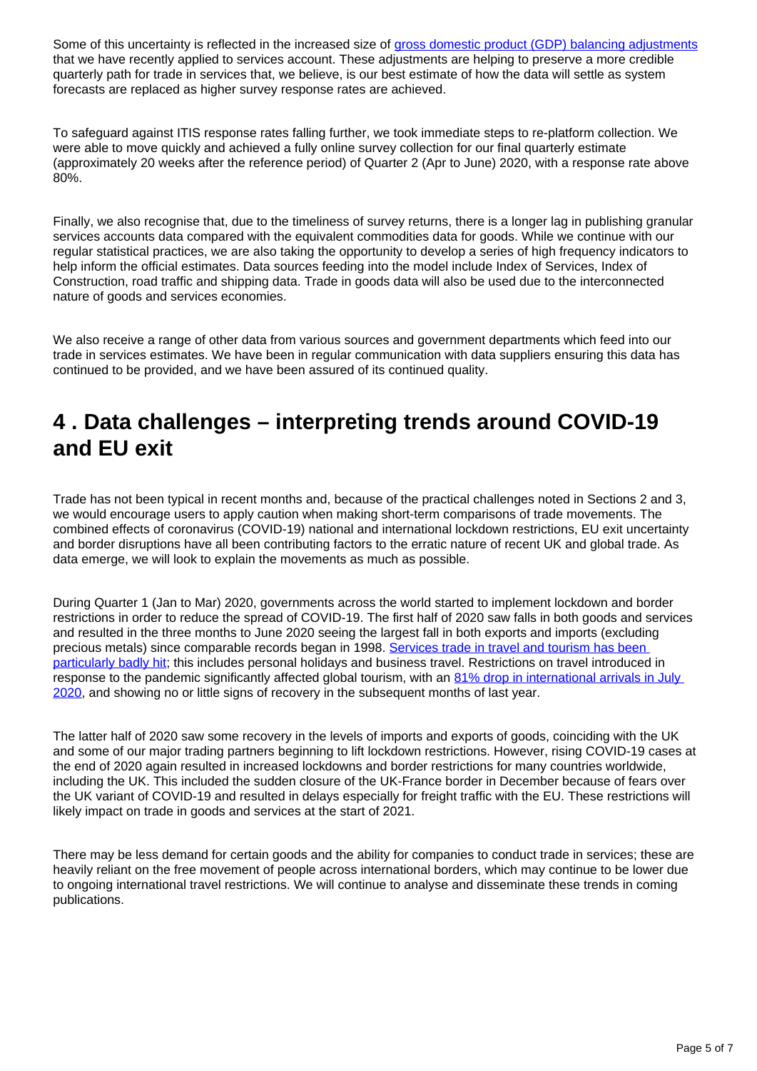Some of this uncertainty is reflected in the increased size of gross domestic product (GDP) balancing adjustments that we have recently applied to services account. These adjustments are helping to preserve a more credible quarterly path for trade in services that, we believe, is our best estimate of how the data will settle as system forecasts are replaced as higher survey response rates are achieved.

To safeguard against ITIS response rates falling further, we took immediate steps to re-platform collection. We were able to move quickly and achieved a fully online survey collection for our final quarterly estimate (approximately 20 weeks after the reference period) of Quarter 2 (Apr to June) 2020, with a response rate above 80%.

Finally, we also recognise that, due to the timeliness of survey returns, there is a longer lag in publishing granular services accounts data compared with the equivalent commodities data for goods. While we continue with our regular statistical practices, we are also taking the opportunity to develop a series of high frequency indicators to help inform the official estimates. Data sources feeding into the model include Index of Services, Index of Construction, road traffic and shipping data. Trade in goods data will also be used due to the interconnected nature of goods and services economies.

We also receive a range of other data from various sources and government departments which feed into our trade in services estimates. We have been in regular communication with data suppliers ensuring this data has continued to be provided, and we have been assured of its continued quality.

## 4 . Data challenges – interpreting trends around COVID-19 and EU exit

Trade has not been typical in recent months and, because of the practical challenges noted in Sections 2 and 3, we would encourage users to apply caution when making short-term comparisons of trade movements. The combined effects of coronavirus (COVID-19) national and international lockdown restrictions, EU exit uncertainty and border disruptions have all been contributing factors to the erratic nature of recent UK and global trade. As data emerge, we will look to explain the movements as much as possible.

During Quarter 1 (Jan to Mar) 2020, governments across the world started to implement lockdown and border restrictions in order to reduce the spread of COVID-19. The first half of 2020 saw falls in both goods and services and resulted in the three months to June 2020 seeing the largest fall in both exports and imports (excluding precious metals) since comparable records began in 1998. Services trade in travel and tourism has been particularly badly hit; this includes personal holidays and business travel. Restrictions on travel introduced in response to the pandemic significantly affected global tourism, with an 81% drop in international arrivals in July 2020, and showing no or little signs of recovery in the subsequent months of last year.

The latter half of 2020 saw some recovery in the levels of imports and exports of goods, coinciding with the UK and some of our major trading partners beginning to lift lockdown restrictions. However, rising COVID-19 cases at the end of 2020 again resulted in increased lockdowns and border restrictions for many countries worldwide, including the UK. This included the sudden closure of the UK-France border in December because of fears over the UK variant of COVID-19 and resulted in delays especially for freight traffic with the EU. These restrictions will likely impact on trade in goods and services at the start of 2021.

There may be less demand for certain goods and the ability for companies to conduct trade in services; these are heavily reliant on the free movement of people across international borders, which may continue to be lower due to ongoing international travel restrictions. We will continue to analyse and disseminate these trends in coming publications.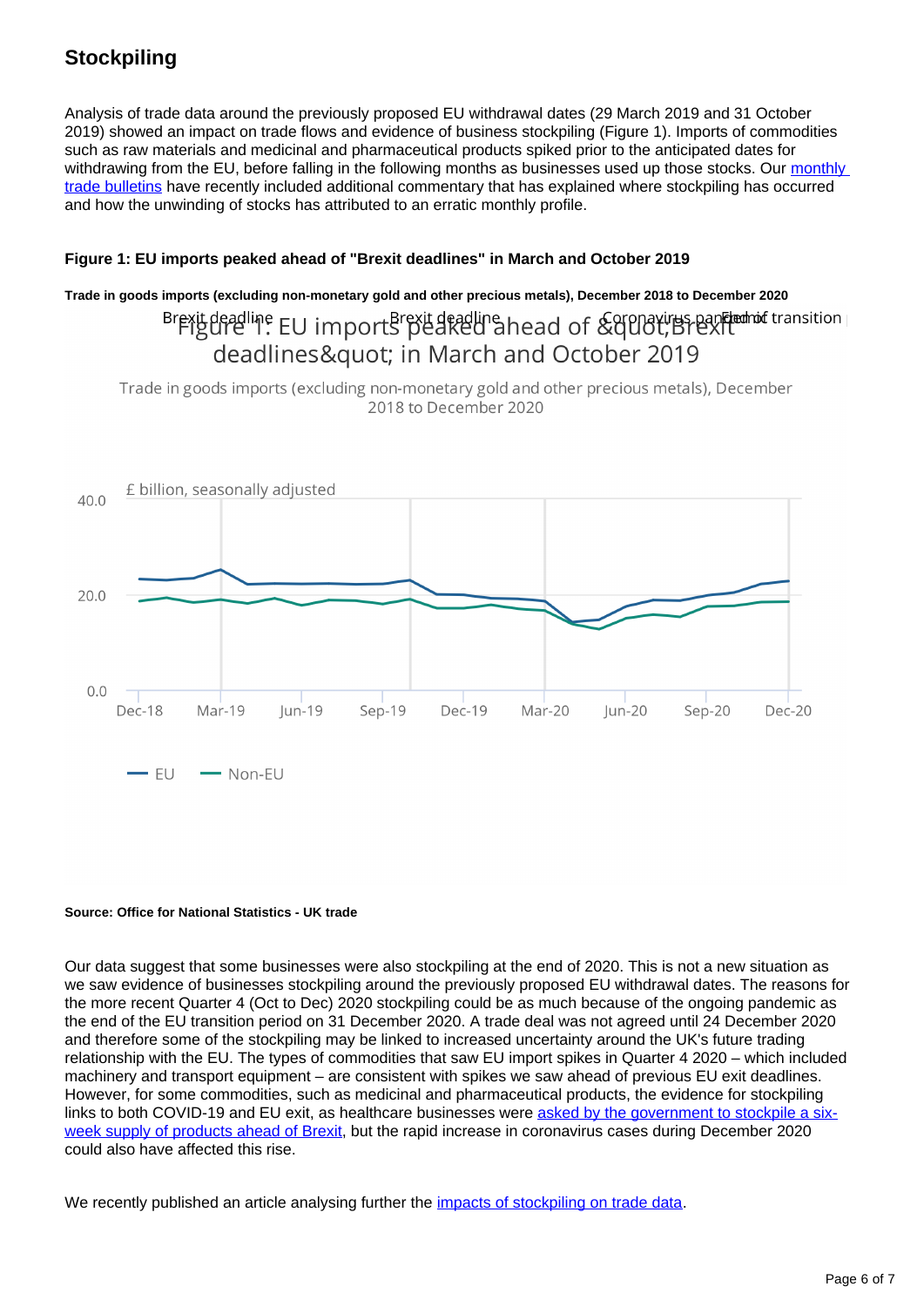## Stockpiling

Analysis of trade data around the previously proposed EU withdrawal dates (29 March 2019 and 31 October 2019) showed an impact on trade flows and evidence of business stockpiling (Figure 1). Imports of commodities such as raw materials and medicinal and pharmaceutical products spiked prior to the anticipated dates for withdrawing from the EU, before falling in the following months as businesses used up those stocks. Our [monthly trade bulletins](monthly trade bulletins) have recently included additional commentary that has explained where stockpiling has occurred and how the unwinding of stocks has attributed to an erratic monthly profile.

**Figure 1: EU imports peaked ahead of "Brexit deadlines" in March and October 2019**

**Trade in goods imports (excluding non-monetary gold and other precious metals), December 2018 to December 2020**

Brexit deadline
Brexit deadline
Coronavirus pandemic
End of transition

Figure 1: EU imports peaked ahead of &quot;Brexit deadlines&quot; in March and October 2019

Trade in goods imports (excluding non-monetary gold and other precious metals), December 2018 to December 2020

£ billion, seasonally adjusted

40.0
20.0
0.0

Dec-18
Mar-19
Jun-19
Sep-19
Dec-19
Mar-20
Jun-20
Sep-20
Dec-20

EU
Non-EU

**Source: Office for National Statistics - UK trade**

Our data suggest that some businesses were also stockpiling at the end of 2020. This is not a new situation as we saw evidence of businesses stockpiling around the previously proposed EU withdrawal dates. The reasons for the more recent Quarter 4 (Oct to Dec) 2020 stockpiling could be as much because of the ongoing pandemic as the end of the EU transition period on 31 December 2020. A trade deal was not agreed until 24 December 2020 and therefore some of the stockpiling may be linked to increased uncertainty around the UK's future trading relationship with the EU. The types of commodities that saw EU import spikes in Quarter 4 2020 – which included machinery and transport equipment – are consistent with spikes we saw ahead of previous EU exit deadlines. However, for some commodities, such as medicinal and pharmaceutical products, the evidence for stockpiling links to both COVID-19 and EU exit, as healthcare businesses were asked by the government to stockpile a six-week supply of products ahead of Brexit, but the rapid increase in coronavirus cases during December 2020 could also have affected this rise.

We recently published an article analysing further the impacts of stockpiling on trade data.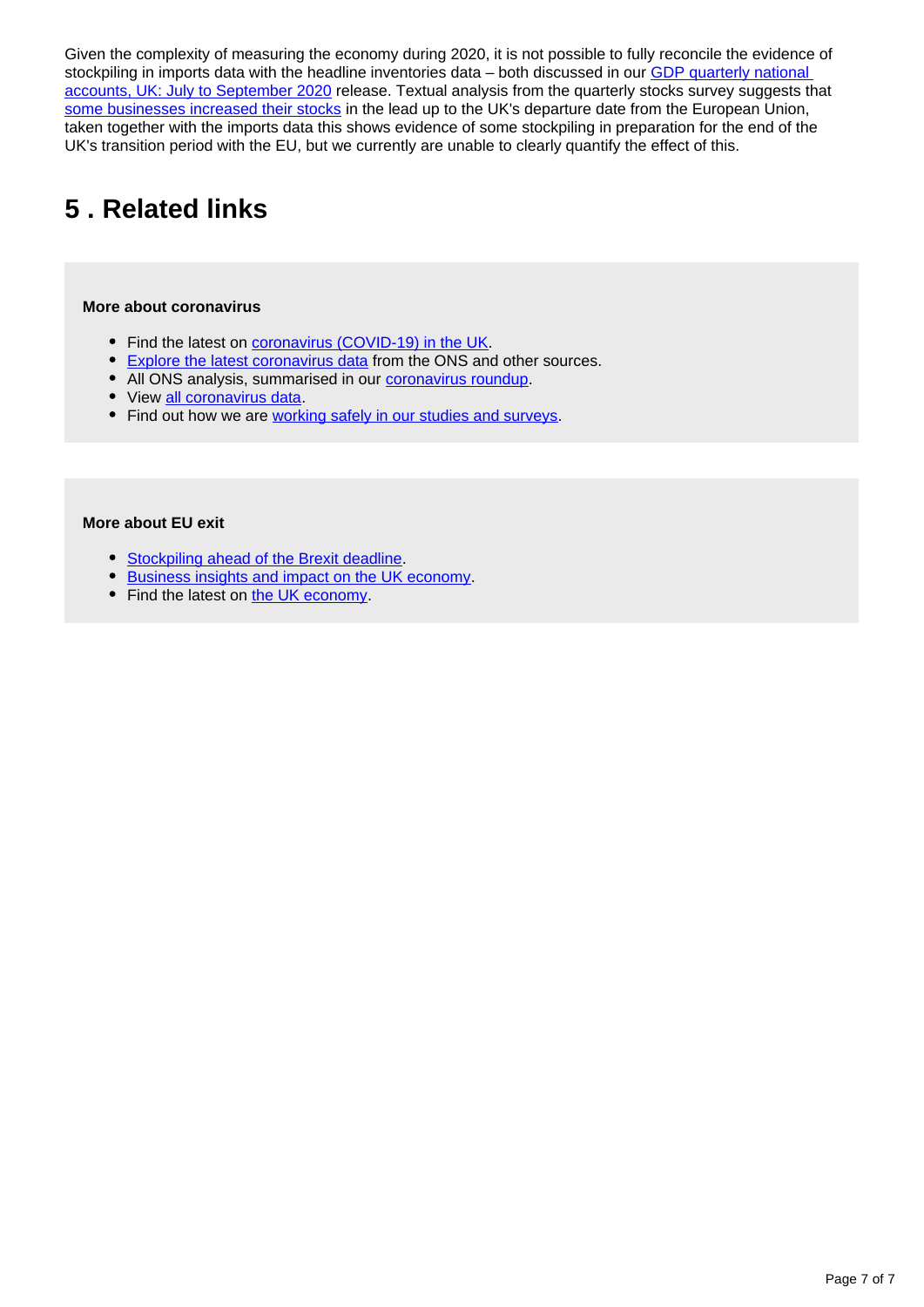Given the complexity of measuring the economy during 2020, it is not possible to fully reconcile the evidence of stockpiling in imports data with the headline inventories data – both discussed in our GDP quarterly national accounts, UK: July to September 2020 release. Textual analysis from the quarterly stocks survey suggests that some businesses increased their stocks in the lead up to the UK's departure date from the European Union, taken together with the imports data this shows evidence of some stockpiling in preparation for the end of the UK's transition period with the EU, but we currently are unable to clearly quantify the effect of this.

## 5 . Related links

**More about coronavirus**

- Find the latest on coronavirus (COVID-19) in the UK.
- Explore the latest coronavirus data from the ONS and other sources.
- All ONS analysis, summarised in our coronavirus roundup.
- View all coronavirus data.
- Find out how we are working safely in our studies and surveys.

**More about EU exit**

- Stockpiling ahead of the Brexit deadline.
- Business insights and impact on the UK economy.
- Find the latest on the UK economy.